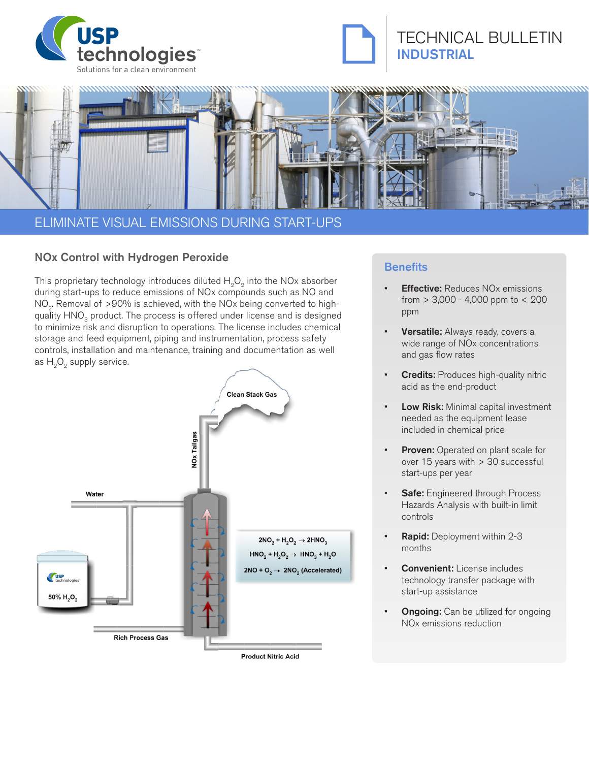# TECHNICAL BULLETIN

## INDUSTRIAL

## ELIMINATE VISUAL EMISSIONS DURING START-UPS

### NOx Control with Hydrogen Peroxide

This proprietary technology introduces diluted $H_2O_2$ into the NOx absorber during start-ups to reduce emissions of NOx compounds such as NO and $NO_2$. Removal of >90% is achieved, with the NOx being converted to high-quality $HNO_3$ product. The process is offered under license and is designed to minimize risk and disruption to operations. The license includes chemical storage and feed equipment, piping and instrumentation, process safety controls, installation and maintenance, training and documentation as well as $H_2O_2$ supply service.

Clean Stack Gas

NOx Tailgas

Water

$2NO_2 + H_2O_2 \rightarrow 2HNO_3$

$HNO_2 + H_2O_2 \rightarrow HNO_3 + H_2O$

$2NO + O_2 \rightarrow 2NO_2$ (Accelerated)

50% $H_2O_2$

Rich Process Gas

Product Nitric Acid

### Benefits

- **Effective:** Reduces NOx emissions from > 3,000 - 4,000 ppm to < 200 ppm
- **Versatile:** Always ready, covers a wide range of NOx concentrations and gas flow rates
- **Credits:** Produces high-quality nitric acid as the end-product
- **Low Risk:** Minimal capital investment needed as the equipment lease included in chemical price
- **Proven:** Operated on plant scale for over 15 years with > 30 successful start-ups per year
- **Safe:** Engineered through Process Hazards Analysis with built-in limit controls
- **Rapid:** Deployment within 2-3 months
- **Convenient:** License includes technology transfer package with start-up assistance
- **Ongoing:** Can be utilized for ongoing NOx emissions reduction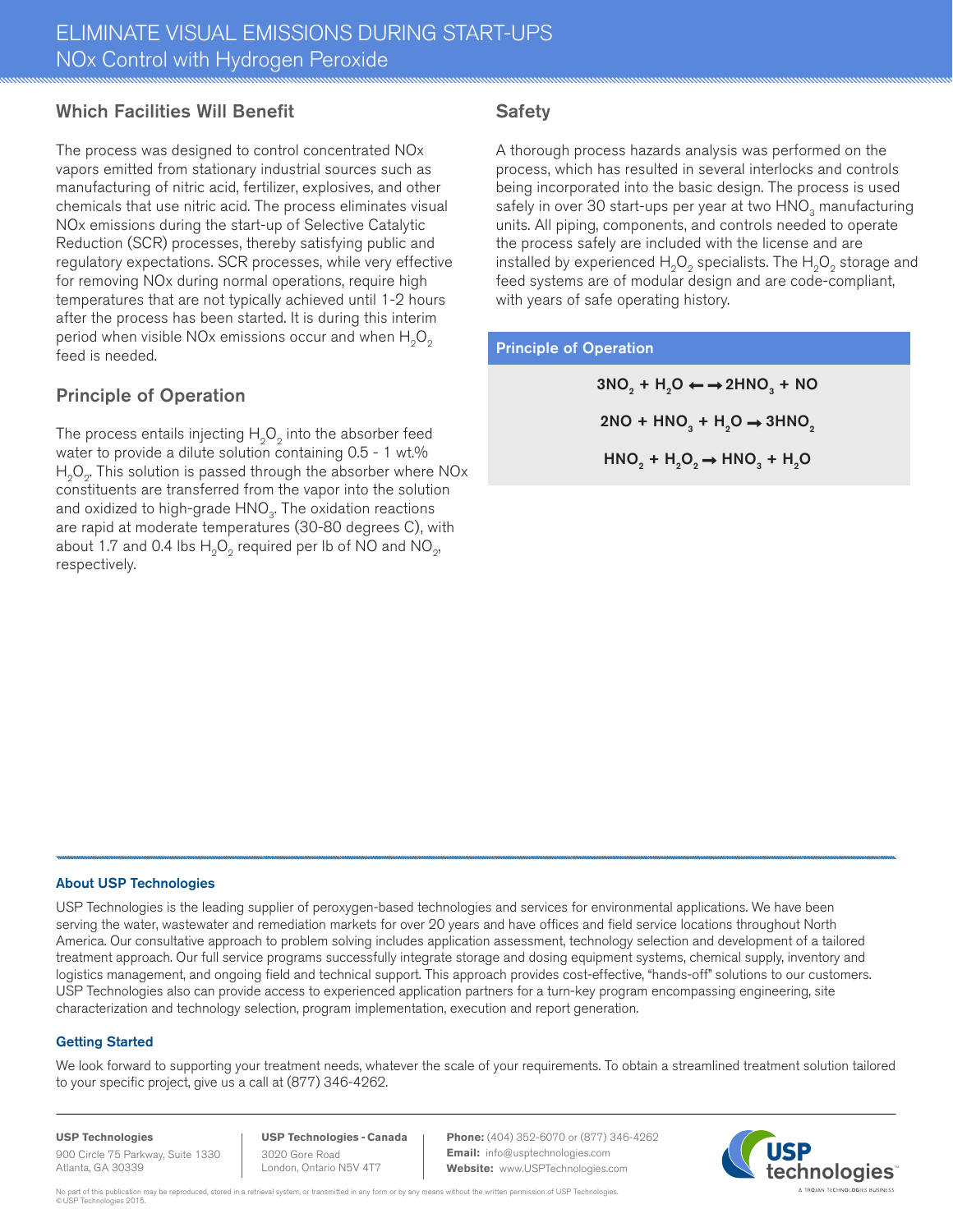# ELIMINATE VISUAL EMISSIONS DURING START-UPS

## NOx Control with Hydrogen Peroxide

### Which Facilities Will Benefit

The process was designed to control concentrated NOx vapors emitted from stationary industrial sources such as manufacturing of nitric acid, fertilizer, explosives, and other chemicals that use nitric acid. The process eliminates visual NOx emissions during the start-up of Selective Catalytic Reduction (SCR) processes, thereby satisfying public and regulatory expectations. SCR processes, while very effective for removing NOx during normal operations, require high temperatures that are not typically achieved until 1-2 hours after the process has been started. It is during this interim period when visible NOx emissions occur and when $H_2O_2$ feed is needed.

### Principle of Operation

The process entails injecting $H_2O_2$ into the absorber feed water to provide a dilute solution containing 0.5 - 1 wt.% $H_2O_2$. This solution is passed through the absorber where NOx constituents are transferred from the vapor into the solution and oxidized to high-grade $HNO_3$. The oxidation reactions are rapid at moderate temperatures (30-80 degrees C), with about 1.7 and 0.4 lbs $H_2O_2$ required per lb of NO and $NO_2$, respectively.

### Safety

A thorough process hazards analysis was performed on the process, which has resulted in several interlocks and controls being incorporated into the basic design. The process is used safely in over 30 start-ups per year at two $HNO_3$ manufacturing units. All piping, components, and controls needed to operate the process safely are included with the license and are installed by experienced $H_2O_2$ specialists. The $H_2O_2$ storage and feed systems are of modular design and are code-compliant, with years of safe operating history.

**Principle of Operation**

$$3NO_2 + H_2O \leftrightarrow 2HNO_3 + NO$$

$$2NO + HNO_3 + H_2O \rightarrow 3HNO_2$$

$$HNO_2 + H_2O_2 \rightarrow HNO_3 + H_2O$$

#### About USP Technologies

USP Technologies is the leading supplier of peroxygen-based technologies and services for environmental applications. We have been serving the water, wastewater and remediation markets for over 20 years and have offices and field service locations throughout North America. Our consultative approach to problem solving includes application assessment, technology selection and development of a tailored treatment approach. Our full service programs successfully integrate storage and dosing equipment systems, chemical supply, inventory and logistics management, and ongoing field and technical support. This approach provides cost-effective, "hands-off" solutions to our customers. USP Technologies also can provide access to experienced application partners for a turn-key program encompassing engineering, site characterization and technology selection, program implementation, execution and report generation.

#### Getting Started

We look forward to supporting your treatment needs, whatever the scale of your requirements. To obtain a streamlined treatment solution tailored to your specific project, give us a call at (877) 346-4262.

**USP Technologies**
900 Circle 75 Parkway, Suite 1330
Atlanta, GA 30339

**USP Technologies - Canada**
3020 Gore Road
London, Ontario N5V 4T7

**Phone:** (404) 352-6070 or (877) 346-4262
**Email:** info@usptechnologies.com
**Website:** www.USPTechnologies.com

USP technologies™
A TROJAN TECHNOLOGIES BUSINESS

No part of this publication may be reproduced, stored in a retrieval system, or transmitted in any form or by any means without the written permission of USP Technologies.
©USP Technologies 2015.